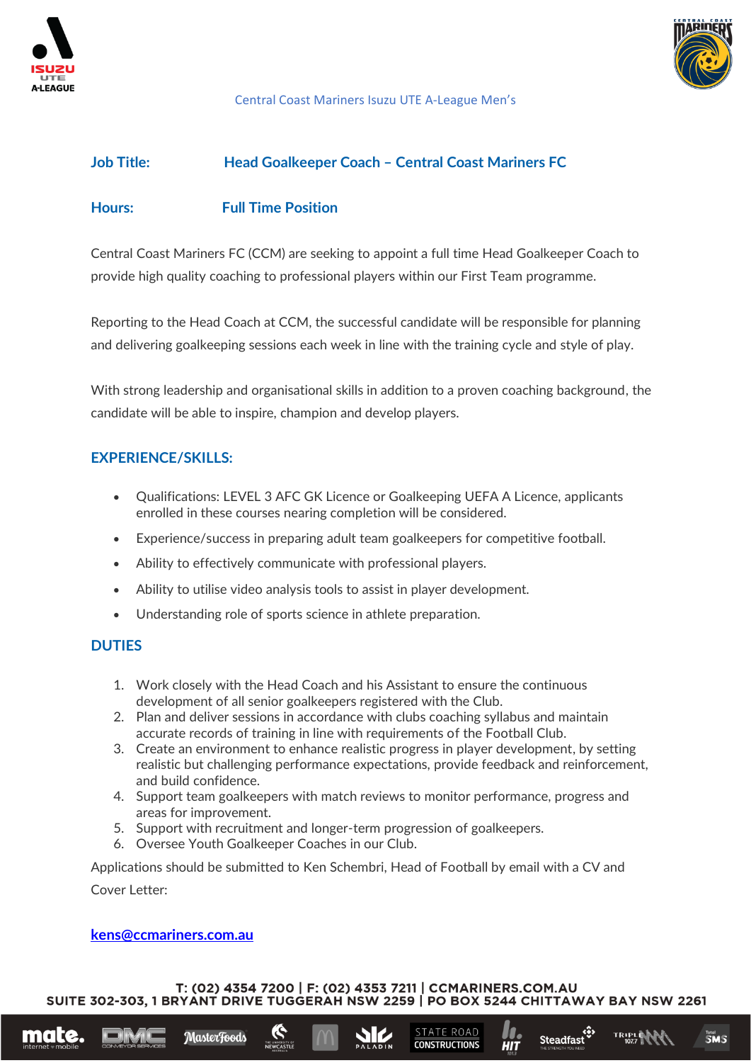Central Coast Mariners Isuzu UTE A-League Men's

**Job Title:** **Head Goalkeeper Coach – Central Coast Mariners FC**

**Hours:** **Full Time Position**

Central Coast Mariners FC (CCM) are seeking to appoint a full time Head Goalkeeper Coach to provide high quality coaching to professional players within our First Team programme.

Reporting to the Head Coach at CCM, the successful candidate will be responsible for planning and delivering goalkeeping sessions each week in line with the training cycle and style of play.

With strong leadership and organisational skills in addition to a proven coaching background, the candidate will be able to inspire, champion and develop players.

## EXPERIENCE/SKILLS:

- Qualifications: LEVEL 3 AFC GK Licence or Goalkeeping UEFA A Licence, applicants enrolled in these courses nearing completion will be considered.
- Experience/success in preparing adult team goalkeepers for competitive football.
- Ability to effectively communicate with professional players.
- Ability to utilise video analysis tools to assist in player development.
- Understanding role of sports science in athlete preparation.

## DUTIES

1. Work closely with the Head Coach and his Assistant to ensure the continuous development of all senior goalkeepers registered with the Club.
2. Plan and deliver sessions in accordance with clubs coaching syllabus and maintain accurate records of training in line with requirements of the Football Club.
3. Create an environment to enhance realistic progress in player development, by setting realistic but challenging performance expectations, provide feedback and reinforcement, and build confidence.
4. Support team goalkeepers with match reviews to monitor performance, progress and areas for improvement.
5. Support with recruitment and longer-term progression of goalkeepers.
6. Oversee Youth Goalkeeper Coaches in our Club.

Applications should be submitted to Ken Schembri, Head of Football by email with a CV and Cover Letter:

**kens@ccmariners.com.au**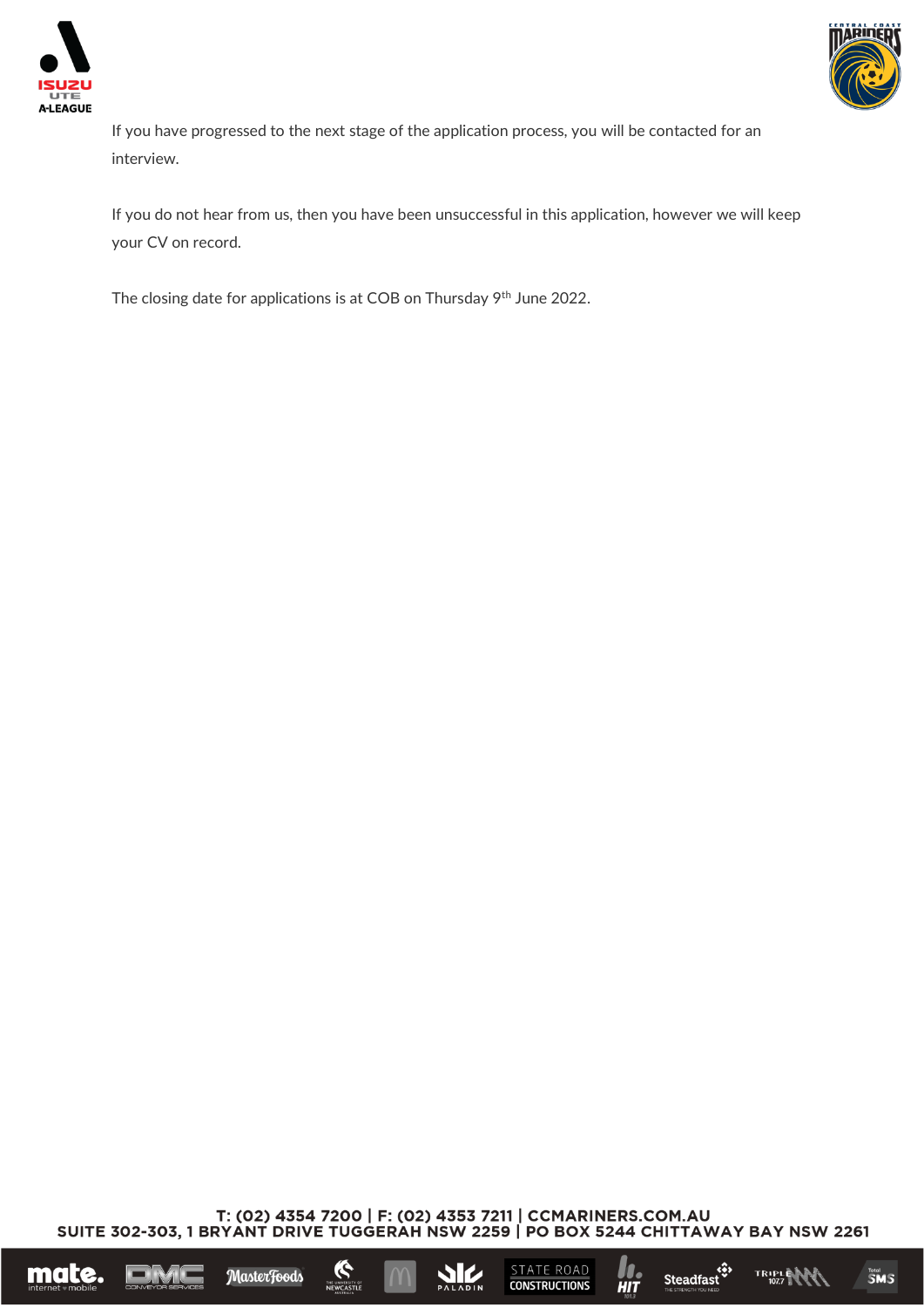If you have progressed to the next stage of the application process, you will be contacted for an interview.

If you do not hear from us, then you have been unsuccessful in this application, however we will keep your CV on record.

The closing date for applications is at COB on Thursday 9th June 2022.